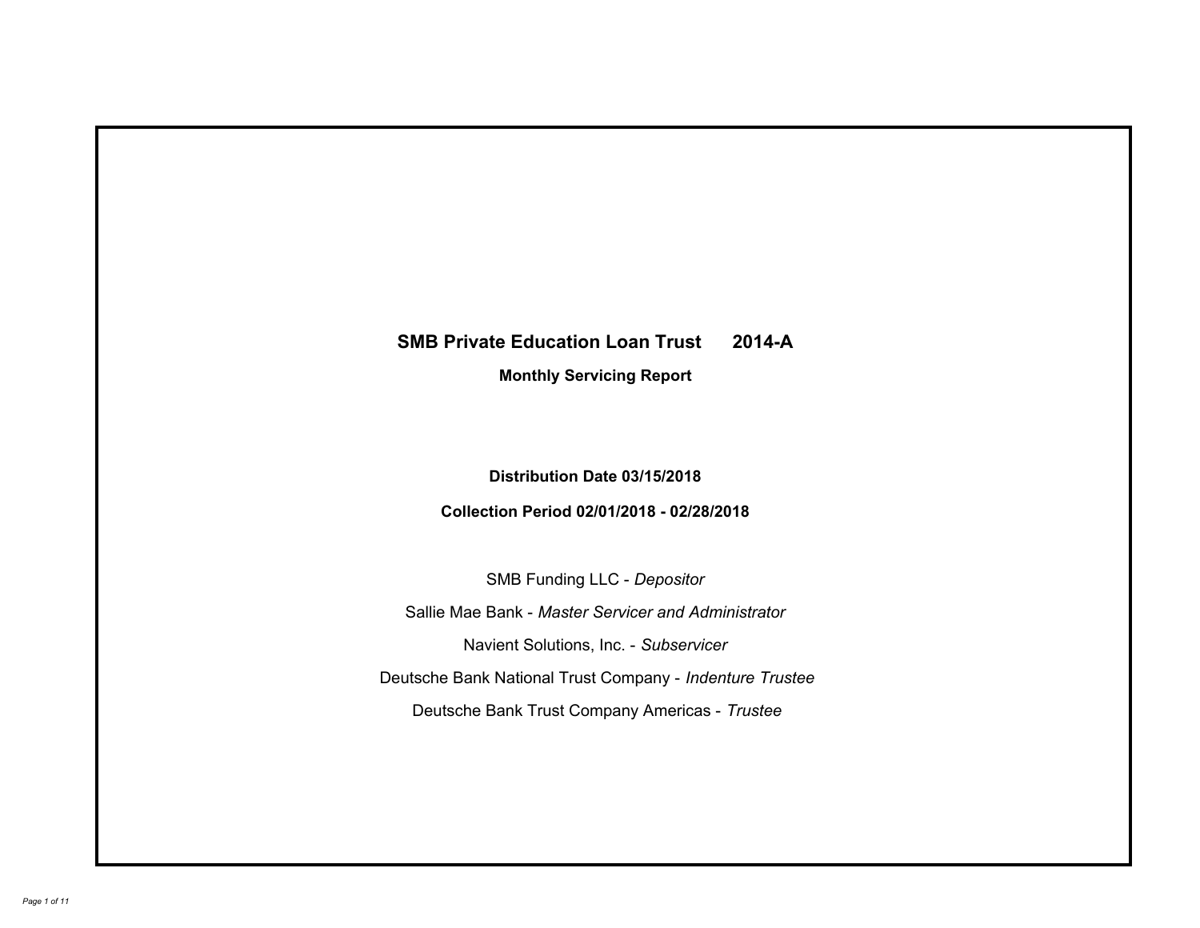# SMB Private Education Loan Trust 2014-A

## Monthly Servicing Report

**Distribution Date 03/15/2018**

**Collection Period 02/01/2018 - 02/28/2018**

SMB Funding LLC - *Depositor*

Sallie Mae Bank - *Master Servicer and Administrator*

Navient Solutions, Inc. - *Subservicer*

Deutsche Bank National Trust Company - *Indenture Trustee*

Deutsche Bank Trust Company Americas - *Trustee*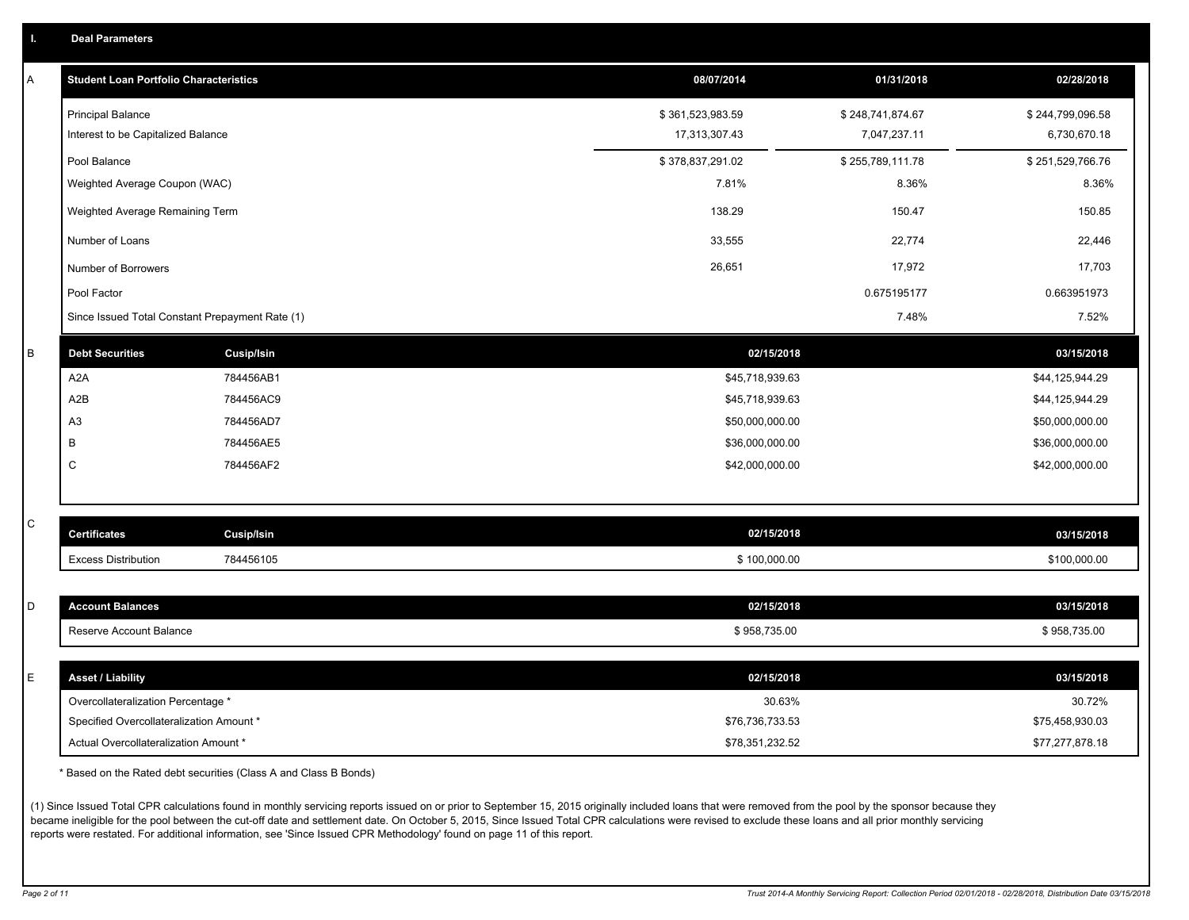## I. Deal Parameters

### A

| Student Loan Portfolio Characteristics | 08/07/2014 | 01/31/2018 | 02/28/2018 |
|---|---|---|---|
| Principal Balance | $ 361,523,983.59 | $ 248,741,874.67 | $ 244,799,096.58 |
| Interest to be Capitalized Balance | 17,313,307.43 | 7,047,237.11 | 6,730,670.18 |
| Pool Balance | $ 378,837,291.02 | $ 255,789,111.78 | $ 251,529,766.76 |
| Weighted Average Coupon (WAC) | 7.81% | 8.36% | 8.36% |
| Weighted Average Remaining Term | 138.29 | 150.47 | 150.85 |
| Number of Loans | 33,555 | 22,774 | 22,446 |
| Number of Borrowers | 26,651 | 17,972 | 17,703 |
| Pool Factor | | 0.675195177 | 0.663951973 |
| Since Issued Total Constant Prepayment Rate (1) | | 7.48% | 7.52% |

### B

| Debt Securities | Cusip/Isin | 02/15/2018 | 03/15/2018 |
|---|---|---|---|
| A2A | 784456AB1 | $45,718,939.63 | $44,125,944.29 |
| A2B | 784456AC9 | $45,718,939.63 | $44,125,944.29 |
| A3 | 784456AD7 | $50,000,000.00 | $50,000,000.00 |
| B | 784456AE5 | $36,000,000.00 | $36,000,000.00 |
| C | 784456AF2 | $42,000,000.00 | $42,000,000.00 |

### C

| Certificates | Cusip/Isin | 02/15/2018 | 03/15/2018 |
|---|---|---|---|
| Excess Distribution | 784456105 | $ 100,000.00 | $100,000.00 |

### D

| Account Balances | 02/15/2018 | 03/15/2018 |
|---|---|---|
| Reserve Account Balance | $ 958,735.00 | $ 958,735.00 |

### E

| Asset / Liability | 02/15/2018 | 03/15/2018 |
|---|---|---|
| Overcollateralization Percentage * | 30.63% | 30.72% |
| Specified Overcollateralization Amount * | $76,736,733.53 | $75,458,930.03 |
| Actual Overcollateralization Amount * | $78,351,232.52 | $77,277,878.18 |

* Based on the Rated debt securities (Class A and Class B Bonds)

(1) Since Issued Total CPR calculations found in monthly servicing reports issued on or prior to September 15, 2015 originally included loans that were removed from the pool by the sponsor because they became ineligible for the pool between the cut-off date and settlement date. On October 5, 2015, Since Issued Total CPR calculations were revised to exclude these loans and all prior monthly servicing reports were restated. For additional information, see 'Since Issued CPR Methodology' found on page 11 of this report.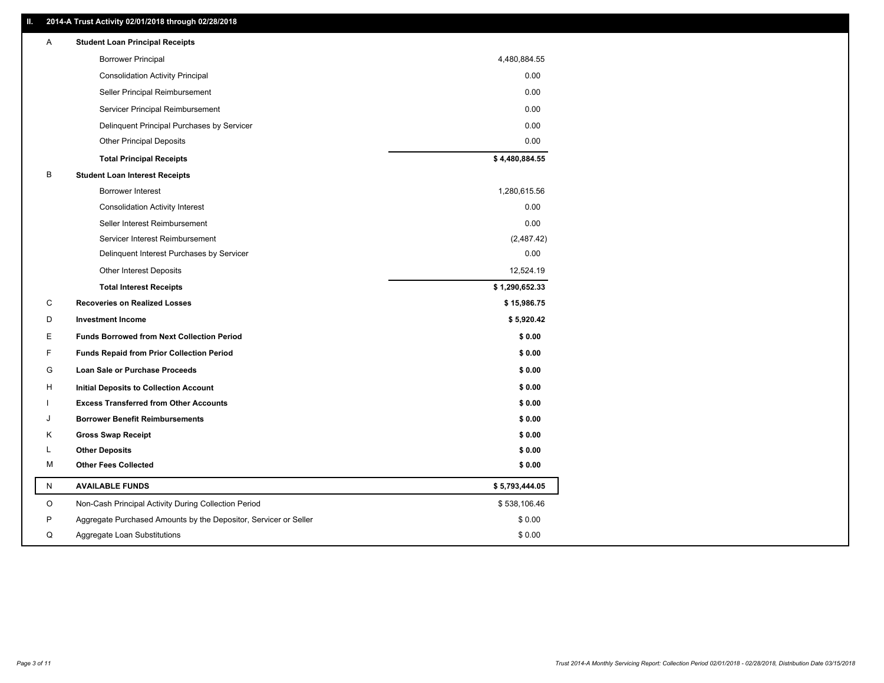## II. 2014-A Trust Activity 02/01/2018 through 02/28/2018

| | | |
|---|---|---|
| A | **Student Loan Principal Receipts** | |
| | Borrower Principal | 4,480,884.55 |
| | Consolidation Activity Principal | 0.00 |
| | Seller Principal Reimbursement | 0.00 |
| | Servicer Principal Reimbursement | 0.00 |
| | Delinquent Principal Purchases by Servicer | 0.00 |
| | Other Principal Deposits | 0.00 |
| | **Total Principal Receipts** | **$ 4,480,884.55** |
| B | **Student Loan Interest Receipts** | |
| | Borrower Interest | 1,280,615.56 |
| | Consolidation Activity Interest | 0.00 |
| | Seller Interest Reimbursement | 0.00 |
| | Servicer Interest Reimbursement | (2,487.42) |
| | Delinquent Interest Purchases by Servicer | 0.00 |
| | Other Interest Deposits | 12,524.19 |
| | **Total Interest Receipts** | **$ 1,290,652.33** |
| C | **Recoveries on Realized Losses** | **$ 15,986.75** |
| D | **Investment Income** | **$ 5,920.42** |
| E | **Funds Borrowed from Next Collection Period** | **$ 0.00** |
| F | **Funds Repaid from Prior Collection Period** | **$ 0.00** |
| G | **Loan Sale or Purchase Proceeds** | **$ 0.00** |
| H | **Initial Deposits to Collection Account** | **$ 0.00** |
| I | **Excess Transferred from Other Accounts** | **$ 0.00** |
| J | **Borrower Benefit Reimbursements** | **$ 0.00** |
| K | **Gross Swap Receipt** | **$ 0.00** |
| L | **Other Deposits** | **$ 0.00** |
| M | **Other Fees Collected** | **$ 0.00** |
| N | **AVAILABLE FUNDS** | **$ 5,793,444.05** |
| O | Non-Cash Principal Activity During Collection Period | $ 538,106.46 |
| P | Aggregate Purchased Amounts by the Depositor, Servicer or Seller | $ 0.00 |
| Q | Aggregate Loan Substitutions | $ 0.00 |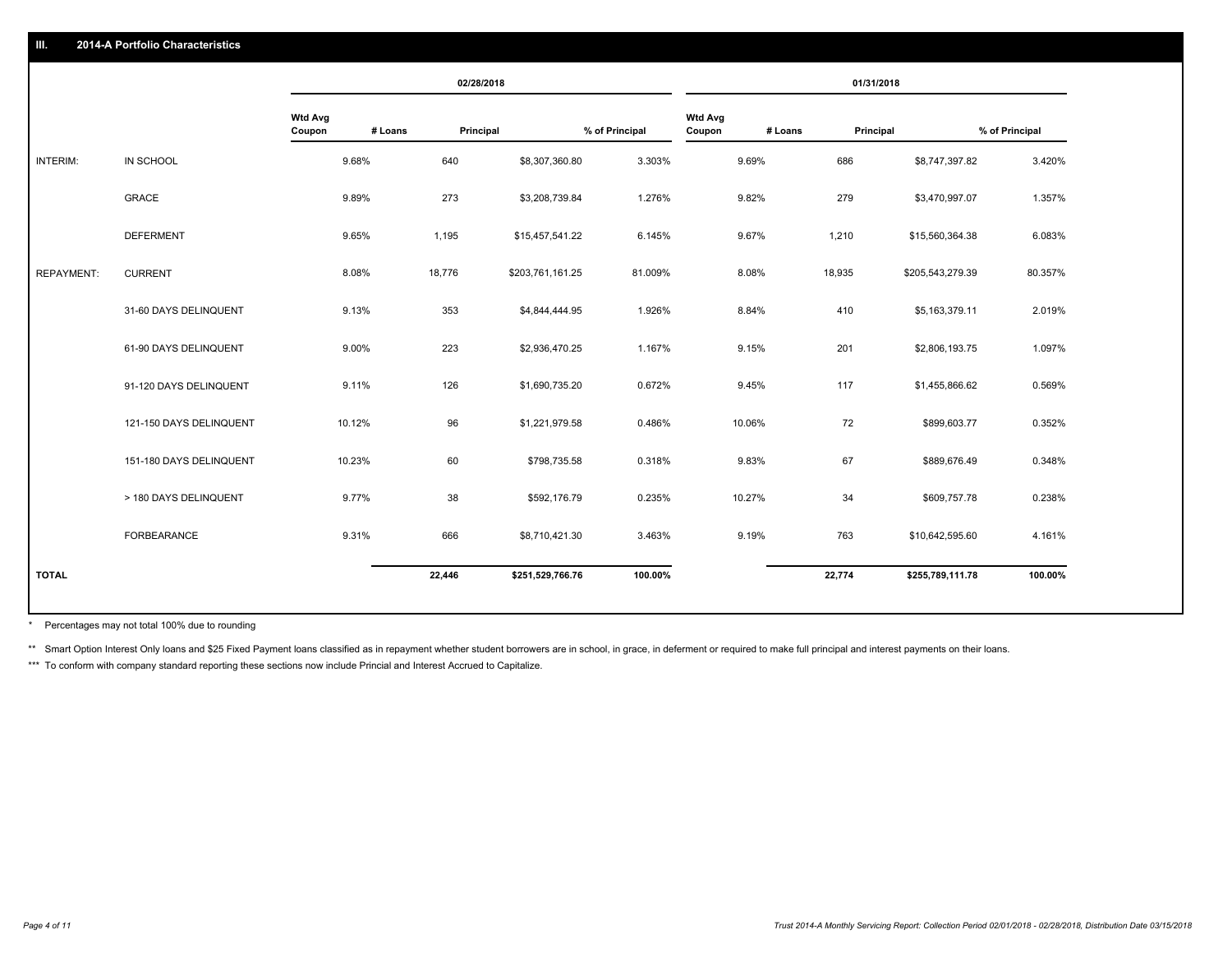## III. 2014-A Portfolio Characteristics

| | | 02/28/2018 | | | | 01/31/2018 | | | |
|---|---|---|---|---|---|---|---|---|---|
| | | Wtd Avg Coupon | # Loans | Principal | % of Principal | Wtd Avg Coupon | # Loans | Principal | % of Principal |
| INTERIM: | IN SCHOOL | 9.68% | 640 | $8,307,360.80 | 3.303% | 9.69% | 686 | $8,747,397.82 | 3.420% |
| | GRACE | 9.89% | 273 | $3,208,739.84 | 1.276% | 9.82% | 279 | $3,470,997.07 | 1.357% |
| | DEFERMENT | 9.65% | 1,195 | $15,457,541.22 | 6.145% | 9.67% | 1,210 | $15,560,364.38 | 6.083% |
| REPAYMENT: | CURRENT | 8.08% | 18,776 | $203,761,161.25 | 81.009% | 8.08% | 18,935 | $205,543,279.39 | 80.357% |
| | 31-60 DAYS DELINQUENT | 9.13% | 353 | $4,844,444.95 | 1.926% | 8.84% | 410 | $5,163,379.11 | 2.019% |
| | 61-90 DAYS DELINQUENT | 9.00% | 223 | $2,936,470.25 | 1.167% | 9.15% | 201 | $2,806,193.75 | 1.097% |
| | 91-120 DAYS DELINQUENT | 9.11% | 126 | $1,690,735.20 | 0.672% | 9.45% | 117 | $1,455,866.62 | 0.569% |
| | 121-150 DAYS DELINQUENT | 10.12% | 96 | $1,221,979.58 | 0.486% | 10.06% | 72 | $899,603.77 | 0.352% |
| | 151-180 DAYS DELINQUENT | 10.23% | 60 | $798,735.58 | 0.318% | 9.83% | 67 | $889,676.49 | 0.348% |
| | > 180 DAYS DELINQUENT | 9.77% | 38 | $592,176.79 | 0.235% | 10.27% | 34 | $609,757.78 | 0.238% |
| | FORBEARANCE | 9.31% | 666 | $8,710,421.30 | 3.463% | 9.19% | 763 | $10,642,595.60 | 4.161% |
| **TOTAL** | | | **22,446** | **$251,529,766.76** | **100.00%** | | **22,774** | **$255,789,111.78** | **100.00%** |

\* Percentages may not total 100% due to rounding

\*\* Smart Option Interest Only loans and $25 Fixed Payment loans classified as in repayment whether student borrowers are in school, in grace, in deferment or required to make full principal and interest payments on their loans.

\*\*\* To conform with company standard reporting these sections now include Princial and Interest Accrued to Capitalize.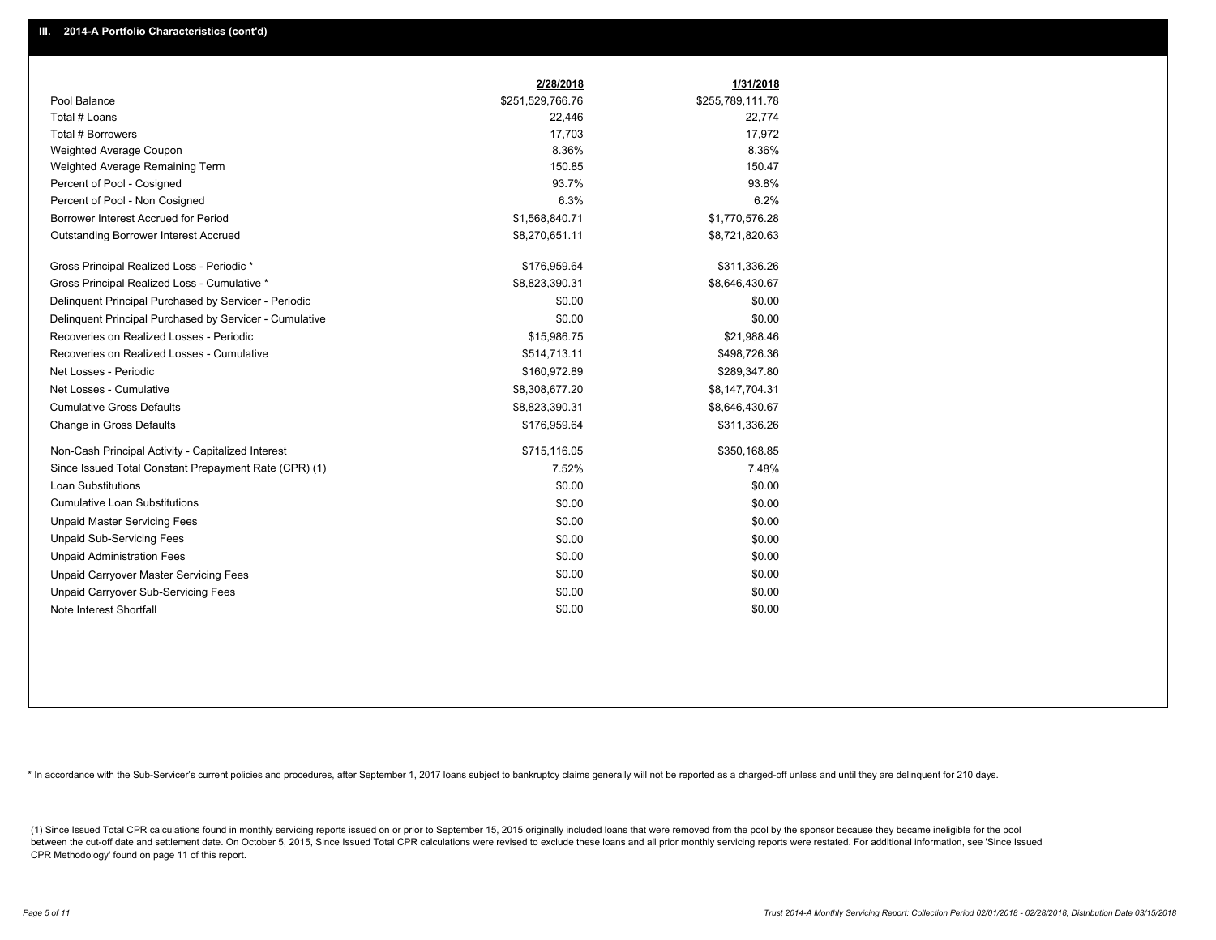## III. 2014-A Portfolio Characteristics (cont'd)

| | 2/28/2018 | 1/31/2018 |
|---|---|---|
| Pool Balance | $251,529,766.76 | $255,789,111.78 |
| Total # Loans | 22,446 | 22,774 |
| Total # Borrowers | 17,703 | 17,972 |
| Weighted Average Coupon | 8.36% | 8.36% |
| Weighted Average Remaining Term | 150.85 | 150.47 |
| Percent of Pool - Cosigned | 93.7% | 93.8% |
| Percent of Pool - Non Cosigned | 6.3% | 6.2% |
| Borrower Interest Accrued for Period | $1,568,840.71 | $1,770,576.28 |
| Outstanding Borrower Interest Accrued | $8,270,651.11 | $8,721,820.63 |
| Gross Principal Realized Loss - Periodic * | $176,959.64 | $311,336.26 |
| Gross Principal Realized Loss - Cumulative * | $8,823,390.31 | $8,646,430.67 |
| Delinquent Principal Purchased by Servicer - Periodic | $0.00 | $0.00 |
| Delinquent Principal Purchased by Servicer - Cumulative | $0.00 | $0.00 |
| Recoveries on Realized Losses - Periodic | $15,986.75 | $21,988.46 |
| Recoveries on Realized Losses - Cumulative | $514,713.11 | $498,726.36 |
| Net Losses - Periodic | $160,972.89 | $289,347.80 |
| Net Losses - Cumulative | $8,308,677.20 | $8,147,704.31 |
| Cumulative Gross Defaults | $8,823,390.31 | $8,646,430.67 |
| Change in Gross Defaults | $176,959.64 | $311,336.26 |
| Non-Cash Principal Activity - Capitalized Interest | $715,116.05 | $350,168.85 |
| Since Issued Total Constant Prepayment Rate (CPR) (1) | 7.52% | 7.48% |
| Loan Substitutions | $0.00 | $0.00 |
| Cumulative Loan Substitutions | $0.00 | $0.00 |
| Unpaid Master Servicing Fees | $0.00 | $0.00 |
| Unpaid Sub-Servicing Fees | $0.00 | $0.00 |
| Unpaid Administration Fees | $0.00 | $0.00 |
| Unpaid Carryover Master Servicing Fees | $0.00 | $0.00 |
| Unpaid Carryover Sub-Servicing Fees | $0.00 | $0.00 |
| Note Interest Shortfall | $0.00 | $0.00 |

* In accordance with the Sub-Servicer's current policies and procedures, after September 1, 2017 loans subject to bankruptcy claims generally will not be reported as a charged-off unless and until they are delinquent for 210 days.

(1) Since Issued Total CPR calculations found in monthly servicing reports issued on or prior to September 15, 2015 originally included loans that were removed from the pool by the sponsor because they became ineligible for the pool between the cut-off date and settlement date. On October 5, 2015, Since Issued Total CPR calculations were revised to exclude these loans and all prior monthly servicing reports were restated. For additional information, see 'Since Issued CPR Methodology' found on page 11 of this report.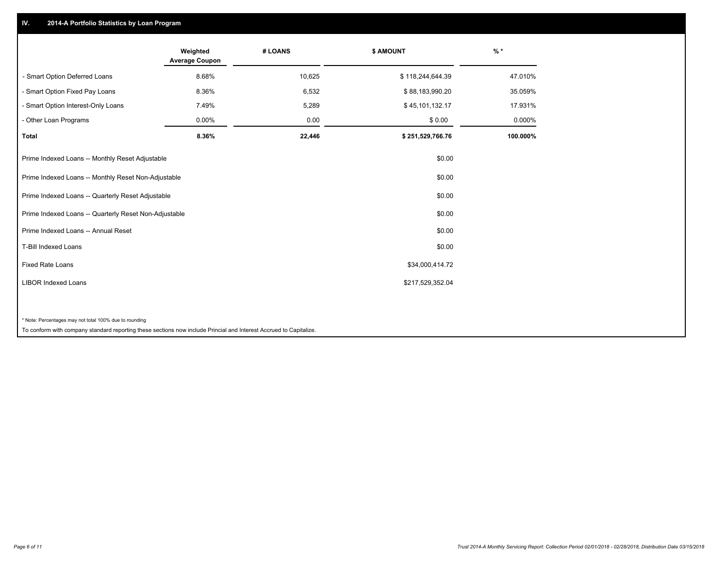## IV. 2014-A Portfolio Statistics by Loan Program

| | Weighted Average Coupon | # LOANS | $ AMOUNT | % * |
|---|---|---|---|---|
| - Smart Option Deferred Loans | 8.68% | 10,625 | $ 118,244,644.39 | 47.010% |
| - Smart Option Fixed Pay Loans | 8.36% | 6,532 | $ 88,183,990.20 | 35.059% |
| - Smart Option Interest-Only Loans | 7.49% | 5,289 | $ 45,101,132.17 | 17.931% |
| - Other Loan Programs | 0.00% | 0.00 | $ 0.00 | 0.000% |
| **Total** | **8.36%** | **22,446** | **$ 251,529,766.76** | **100.000%** |

| | |
|---|---|
| Prime Indexed Loans -- Monthly Reset Adjustable | $0.00 |
| Prime Indexed Loans -- Monthly Reset Non-Adjustable | $0.00 |
| Prime Indexed Loans -- Quarterly Reset Adjustable | $0.00 |
| Prime Indexed Loans -- Quarterly Reset Non-Adjustable | $0.00 |
| Prime Indexed Loans -- Annual Reset | $0.00 |
| T-Bill Indexed Loans | $0.00 |
| Fixed Rate Loans | $34,000,414.72 |
| LIBOR Indexed Loans | $217,529,352.04 |

* Note: Percentages may not total 100% due to rounding

To conform with company standard reporting these sections now include Princial and Interest Accrued to Capitalize.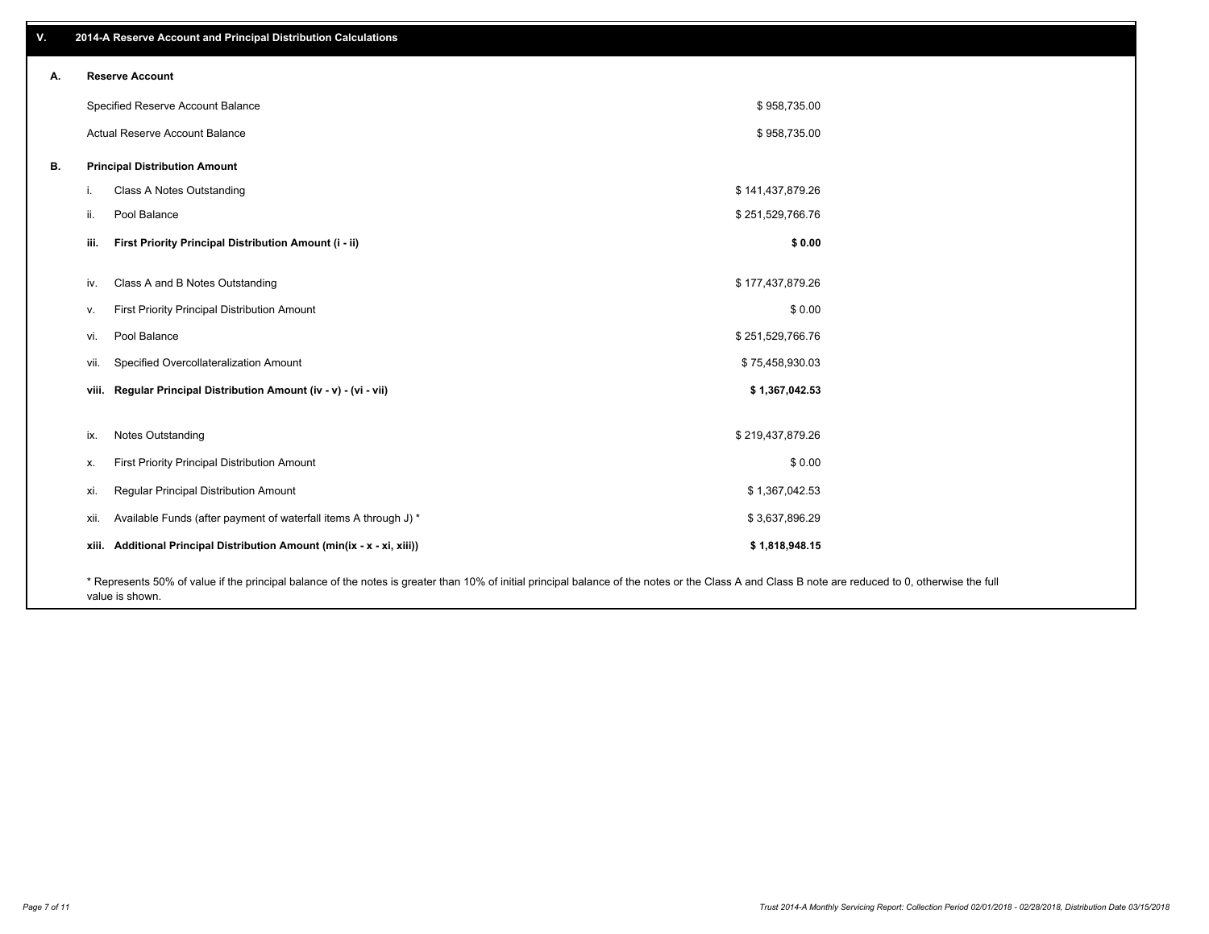## V. 2014-A Reserve Account and Principal Distribution Calculations

### A. Reserve Account

| | |
|---|---|
| Specified Reserve Account Balance | $ 958,735.00 |
| Actual Reserve Account Balance | $ 958,735.00 |

### B. Principal Distribution Amount

| | | |
|---|---|---|
| i. | Class A Notes Outstanding | $ 141,437,879.26 |
| ii. | Pool Balance | $ 251,529,766.76 |
| **iii.** | **First Priority Principal Distribution Amount (i - ii)** | **$ 0.00** |
| iv. | Class A and B Notes Outstanding | $ 177,437,879.26 |
| v. | First Priority Principal Distribution Amount | $ 0.00 |
| vi. | Pool Balance | $ 251,529,766.76 |
| vii. | Specified Overcollateralization Amount | $ 75,458,930.03 |
| **viii.** | **Regular Principal Distribution Amount (iv - v) - (vi - vii)** | **$ 1,367,042.53** |
| ix. | Notes Outstanding | $ 219,437,879.26 |
| x. | First Priority Principal Distribution Amount | $ 0.00 |
| xi. | Regular Principal Distribution Amount | $ 1,367,042.53 |
| xii. | Available Funds (after payment of waterfall items A through J) * | $ 3,637,896.29 |
| **xiii.** | **Additional Principal Distribution Amount (min(ix - x - xi, xiii))** | **$ 1,818,948.15** |

* Represents 50% of value if the principal balance of the notes is greater than 10% of initial principal balance of the notes or the Class A and Class B note are reduced to 0, otherwise the full value is shown.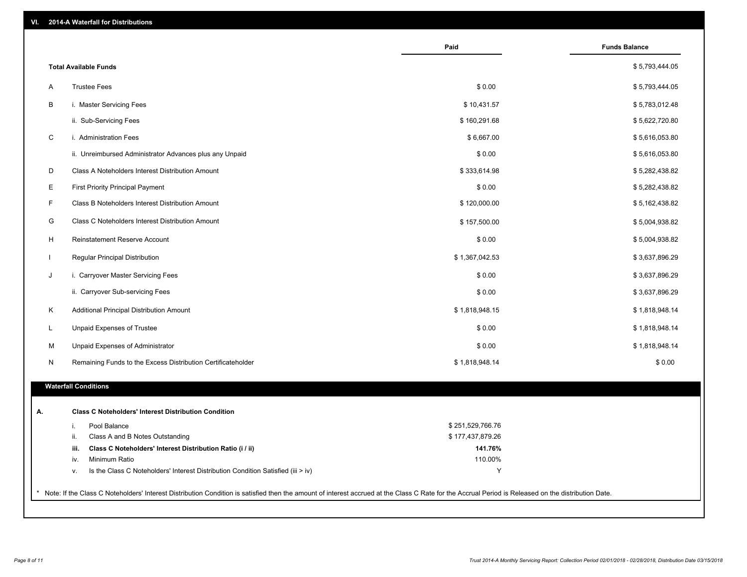## VI. 2014-A Waterfall for Distributions

| | | Paid | Funds Balance |
|---|---|---|---|
| | **Total Available Funds** | | $ 5,793,444.05 |
| A | Trustee Fees | $ 0.00 | $ 5,793,444.05 |
| B | i. Master Servicing Fees | $ 10,431.57 | $ 5,783,012.48 |
| | ii. Sub-Servicing Fees | $ 160,291.68 | $ 5,622,720.80 |
| C | i. Administration Fees | $ 6,667.00 | $ 5,616,053.80 |
| | ii. Unreimbursed Administrator Advances plus any Unpaid | $ 0.00 | $ 5,616,053.80 |
| D | Class A Noteholders Interest Distribution Amount | $ 333,614.98 | $ 5,282,438.82 |
| E | First Priority Principal Payment | $ 0.00 | $ 5,282,438.82 |
| F | Class B Noteholders Interest Distribution Amount | $ 120,000.00 | $ 5,162,438.82 |
| G | Class C Noteholders Interest Distribution Amount | $ 157,500.00 | $ 5,004,938.82 |
| H | Reinstatement Reserve Account | $ 0.00 | $ 5,004,938.82 |
| I | Regular Principal Distribution | $ 1,367,042.53 | $ 3,637,896.29 |
| J | i. Carryover Master Servicing Fees | $ 0.00 | $ 3,637,896.29 |
| | ii. Carryover Sub-servicing Fees | $ 0.00 | $ 3,637,896.29 |
| K | Additional Principal Distribution Amount | $ 1,818,948.15 | $ 1,818,948.14 |
| L | Unpaid Expenses of Trustee | $ 0.00 | $ 1,818,948.14 |
| M | Unpaid Expenses of Administrator | $ 0.00 | $ 1,818,948.14 |
| N | Remaining Funds to the Excess Distribution Certificateholder | $ 1,818,948.14 | $ 0.00 |

### Waterfall Conditions

**A. Class C Noteholders' Interest Distribution Condition**

| | | |
|---|---|---|
| i. | Pool Balance | $ 251,529,766.76 |
| ii. | Class A and B Notes Outstanding | $ 177,437,879.26 |
| **iii.** | **Class C Noteholders' Interest Distribution Ratio (i / ii)** | **141.76%** |
| iv. | Minimum Ratio | 110.00% |
| v. | Is the Class C Noteholders' Interest Distribution Condition Satisfied (iii > iv) | Y |

* Note: If the Class C Noteholders' Interest Distribution Condition is satisfied then the amount of interest accrued at the Class C Rate for the Accrual Period is Released on the distribution Date.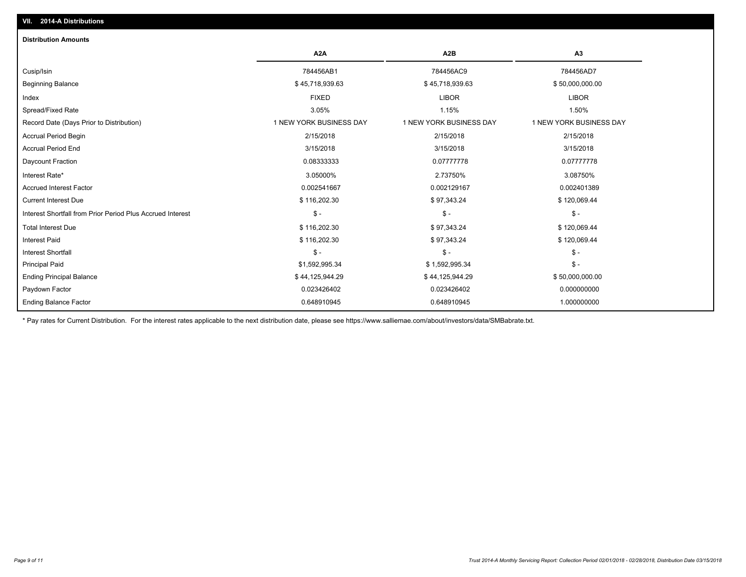## VII. 2014-A Distributions

### Distribution Amounts

| | A2A | A2B | A3 |
|---|---|---|---|
| Cusip/Isin | 784456AB1 | 784456AC9 | 784456AD7 |
| Beginning Balance | $ 45,718,939.63 | $ 45,718,939.63 | $ 50,000,000.00 |
| Index | FIXED | LIBOR | LIBOR |
| Spread/Fixed Rate | 3.05% | 1.15% | 1.50% |
| Record Date (Days Prior to Distribution) | 1 NEW YORK BUSINESS DAY | 1 NEW YORK BUSINESS DAY | 1 NEW YORK BUSINESS DAY |
| Accrual Period Begin | 2/15/2018 | 2/15/2018 | 2/15/2018 |
| Accrual Period End | 3/15/2018 | 3/15/2018 | 3/15/2018 |
| Daycount Fraction | 0.08333333 | 0.07777778 | 0.07777778 |
| Interest Rate* | 3.05000% | 2.73750% | 3.08750% |
| Accrued Interest Factor | 0.002541667 | 0.002129167 | 0.002401389 |
| Current Interest Due | $ 116,202.30 | $ 97,343.24 | $ 120,069.44 |
| Interest Shortfall from Prior Period Plus Accrued Interest | $ - | $ - | $ - |
| Total Interest Due | $ 116,202.30 | $ 97,343.24 | $ 120,069.44 |
| Interest Paid | $ 116,202.30 | $ 97,343.24 | $ 120,069.44 |
| Interest Shortfall | $ - | $ - | $ - |
| Principal Paid | $1,592,995.34 | $ 1,592,995.34 | $ - |
| Ending Principal Balance | $ 44,125,944.29 | $ 44,125,944.29 | $ 50,000,000.00 |
| Paydown Factor | 0.023426402 | 0.023426402 | 0.000000000 |
| Ending Balance Factor | 0.648910945 | 0.648910945 | 1.000000000 |

* Pay rates for Current Distribution. For the interest rates applicable to the next distribution date, please see https://www.salliemae.com/about/investors/data/SMBabrate.txt.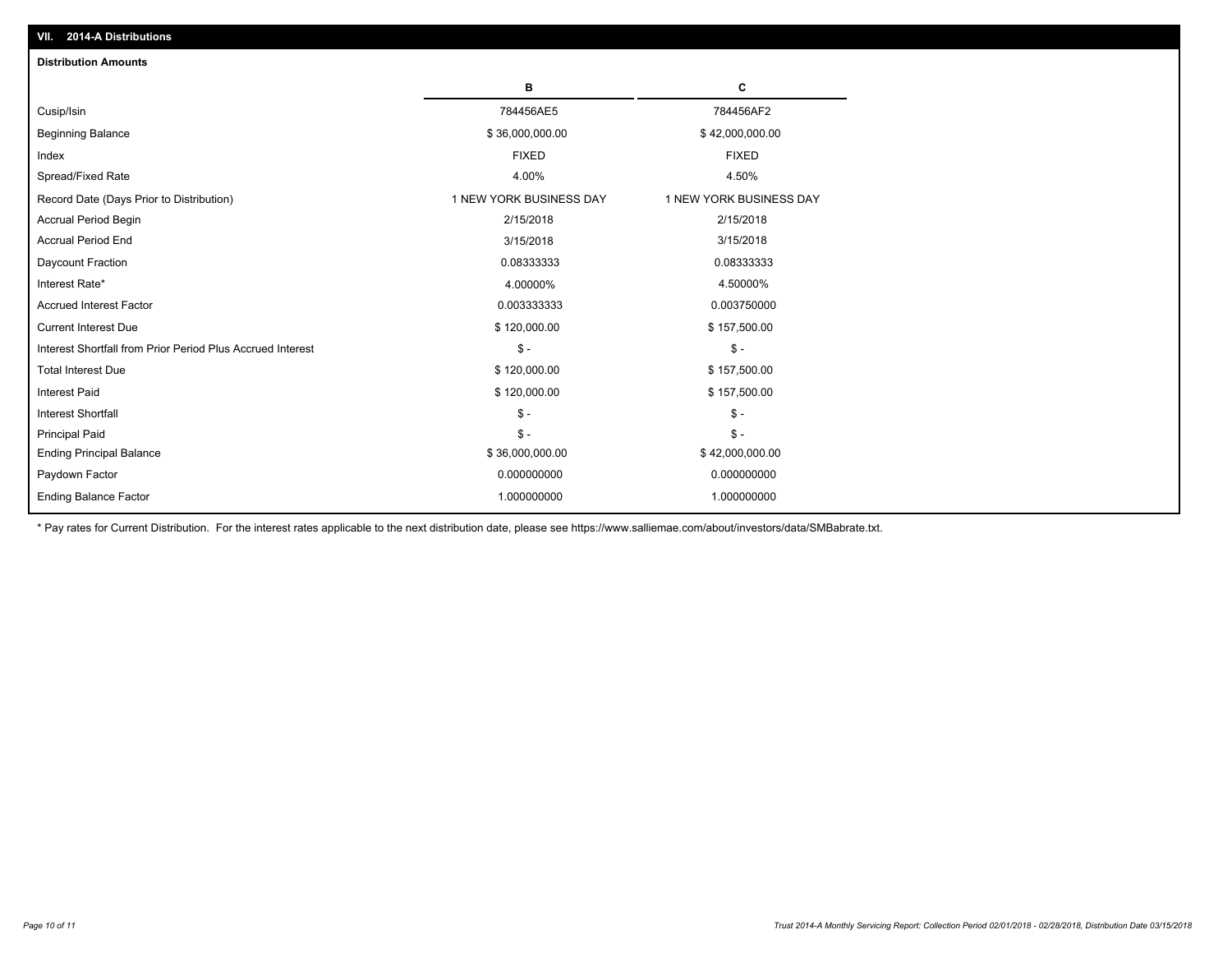## VII. 2014-A Distributions

### Distribution Amounts

| | B | C |
|---|---|---|
| Cusip/Isin | 784456AE5 | 784456AF2 |
| Beginning Balance | $ 36,000,000.00 | $ 42,000,000.00 |
| Index | FIXED | FIXED |
| Spread/Fixed Rate | 4.00% | 4.50% |
| Record Date (Days Prior to Distribution) | 1 NEW YORK BUSINESS DAY | 1 NEW YORK BUSINESS DAY |
| Accrual Period Begin | 2/15/2018 | 2/15/2018 |
| Accrual Period End | 3/15/2018 | 3/15/2018 |
| Daycount Fraction | 0.08333333 | 0.08333333 |
| Interest Rate* | 4.00000% | 4.50000% |
| Accrued Interest Factor | 0.003333333 | 0.003750000 |
| Current Interest Due | $ 120,000.00 | $ 157,500.00 |
| Interest Shortfall from Prior Period Plus Accrued Interest | $ - | $ - |
| Total Interest Due | $ 120,000.00 | $ 157,500.00 |
| Interest Paid | $ 120,000.00 | $ 157,500.00 |
| Interest Shortfall | $ - | $ - |
| Principal Paid | $ - | $ - |
| Ending Principal Balance | $ 36,000,000.00 | $ 42,000,000.00 |
| Paydown Factor | 0.000000000 | 0.000000000 |
| Ending Balance Factor | 1.000000000 | 1.000000000 |

* Pay rates for Current Distribution. For the interest rates applicable to the next distribution date, please see https://www.salliemae.com/about/investors/data/SMBabrate.txt.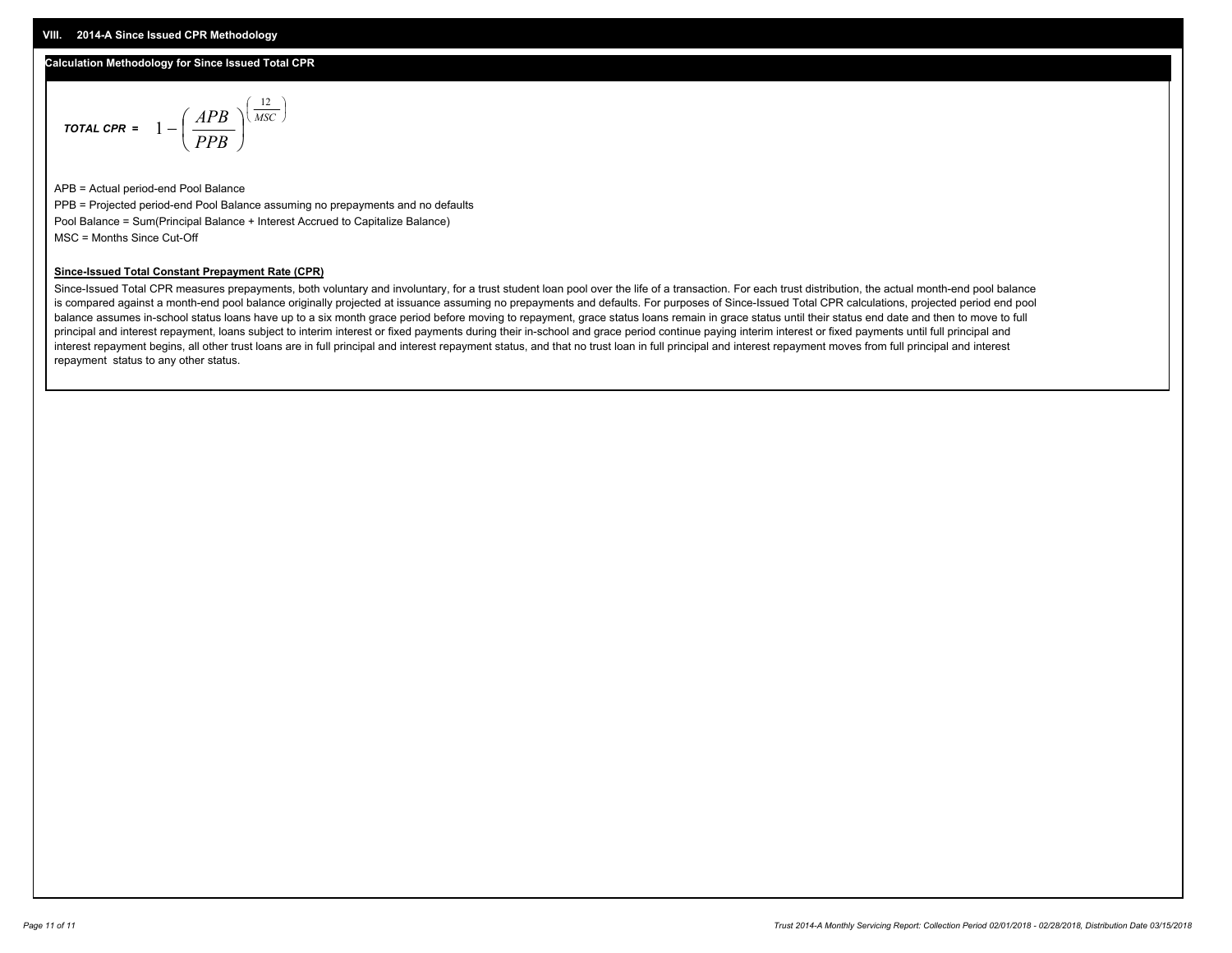## VIII. 2014-A Since Issued CPR Methodology

### Calculation Methodology for Since Issued Total CPR

$$\textit{TOTAL CPR} = 1 - \left( \frac{APB}{PPB} \right)^{\left( \frac{12}{MSC} \right)}$$

APB = Actual period-end Pool Balance

PPB = Projected period-end Pool Balance assuming no prepayments and no defaults

Pool Balance = Sum(Principal Balance + Interest Accrued to Capitalize Balance)

MSC = Months Since Cut-Off

**Since-Issued Total Constant Prepayment Rate (CPR)**

Since-Issued Total CPR measures prepayments, both voluntary and involuntary, for a trust student loan pool over the life of a transaction. For each trust distribution, the actual month-end pool balance is compared against a month-end pool balance originally projected at issuance assuming no prepayments and defaults. For purposes of Since-Issued Total CPR calculations, projected period end pool balance assumes in-school status loans have up to a six month grace period before moving to repayment, grace status loans remain in grace status until their status end date and then to move to full principal and interest repayment, loans subject to interim interest or fixed payments during their in-school and grace period continue paying interim interest or fixed payments until full principal and interest repayment begins, all other trust loans are in full principal and interest repayment status, and that no trust loan in full principal and interest repayment moves from full principal and interest repayment status to any other status.